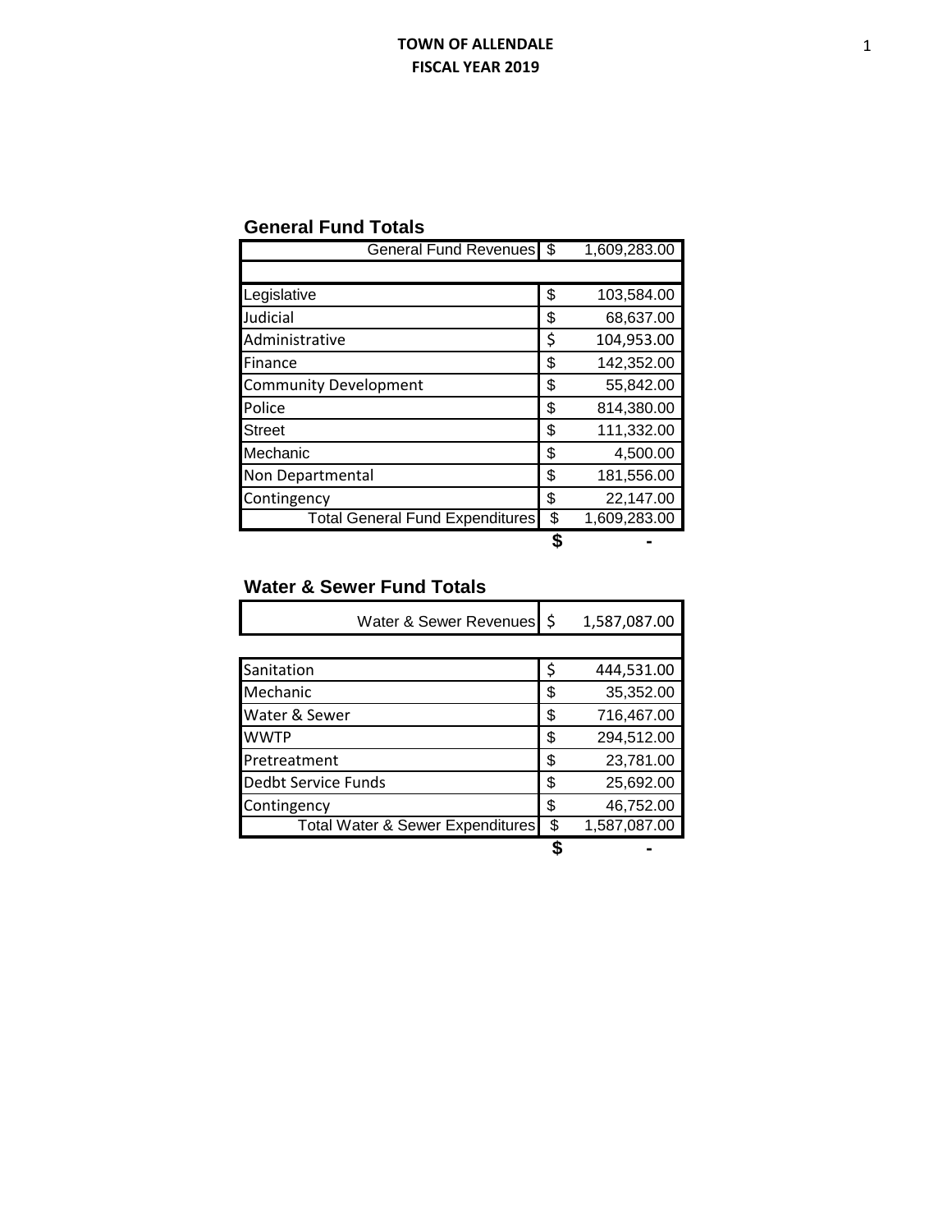# TOWN OF ALLENDALE
## FISCAL YEAR 2019

### General Fund Totals

| | | |
|---|---|---|
| General Fund Revenues | $ | 1,609,283.00 |
| | | |
| Legislative | $ | 103,584.00 |
| Judicial | $ | 68,637.00 |
| Administrative | $ | 104,953.00 |
| Finance | $ | 142,352.00 |
| Community Development | $ | 55,842.00 |
| Police | $ | 814,380.00 |
| Street | $ | 111,332.00 |
| Mechanic | $ | 4,500.00 |
| Non Departmental | $ | 181,556.00 |
| Contingency | $ | 22,147.00 |
| Total General Fund Expenditures | $ | 1,609,283.00 |
| | **$** | **-** |

### Water & Sewer Fund Totals

| | | |
|---|---|---|
| Water & Sewer Revenues | $ | 1,587,087.00 |
| | | |
| Sanitation | $ | 444,531.00 |
| Mechanic | $ | 35,352.00 |
| Water & Sewer | $ | 716,467.00 |
| WWTP | $ | 294,512.00 |
| Pretreatment | $ | 23,781.00 |
| Dedbt Service Funds | $ | 25,692.00 |
| Contingency | $ | 46,752.00 |
| Total Water & Sewer Expenditures | $ | 1,587,087.00 |
| | **$** | **-** |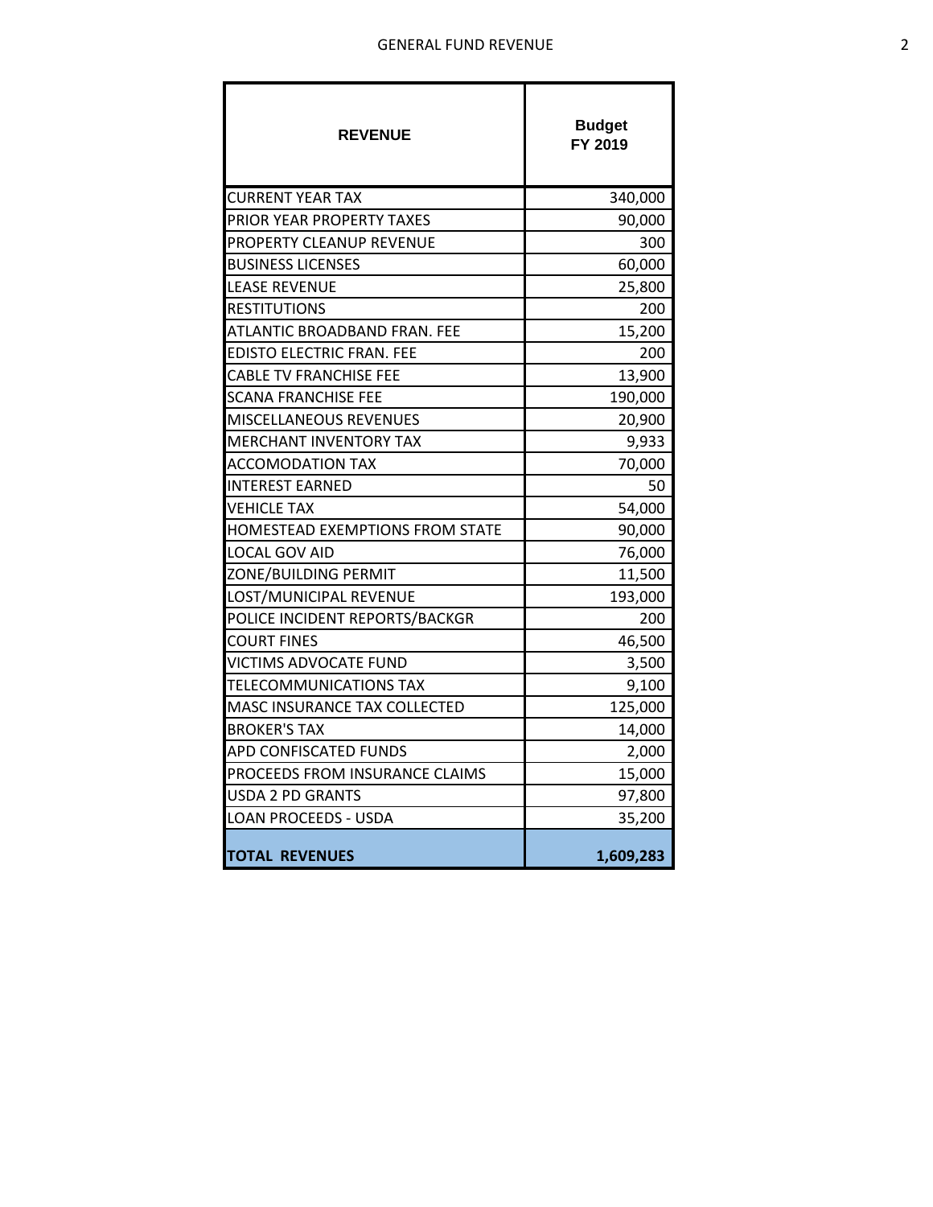# GENERAL FUND REVENUE

| REVENUE | Budget FY 2019 |
|---|---:|
| CURRENT YEAR TAX | 340,000 |
| PRIOR YEAR PROPERTY TAXES | 90,000 |
| PROPERTY CLEANUP REVENUE | 300 |
| BUSINESS LICENSES | 60,000 |
| LEASE REVENUE | 25,800 |
| RESTITUTIONS | 200 |
| ATLANTIC BROADBAND FRAN. FEE | 15,200 |
| EDISTO ELECTRIC FRAN. FEE | 200 |
| CABLE TV FRANCHISE FEE | 13,900 |
| SCANA FRANCHISE FEE | 190,000 |
| MISCELLANEOUS REVENUES | 20,900 |
| MERCHANT INVENTORY TAX | 9,933 |
| ACCOMODATION TAX | 70,000 |
| INTEREST EARNED | 50 |
| VEHICLE TAX | 54,000 |
| HOMESTEAD EXEMPTIONS FROM STATE | 90,000 |
| LOCAL GOV AID | 76,000 |
| ZONE/BUILDING PERMIT | 11,500 |
| LOST/MUNICIPAL REVENUE | 193,000 |
| POLICE INCIDENT REPORTS/BACKGR | 200 |
| COURT FINES | 46,500 |
| VICTIMS ADVOCATE FUND | 3,500 |
| TELECOMMUNICATIONS TAX | 9,100 |
| MASC INSURANCE TAX COLLECTED | 125,000 |
| BROKER'S TAX | 14,000 |
| APD CONFISCATED FUNDS | 2,000 |
| PROCEEDS FROM INSURANCE CLAIMS | 15,000 |
| USDA 2 PD GRANTS | 97,800 |
| LOAN PROCEEDS - USDA | 35,200 |
| **TOTAL REVENUES** | **1,609,283** |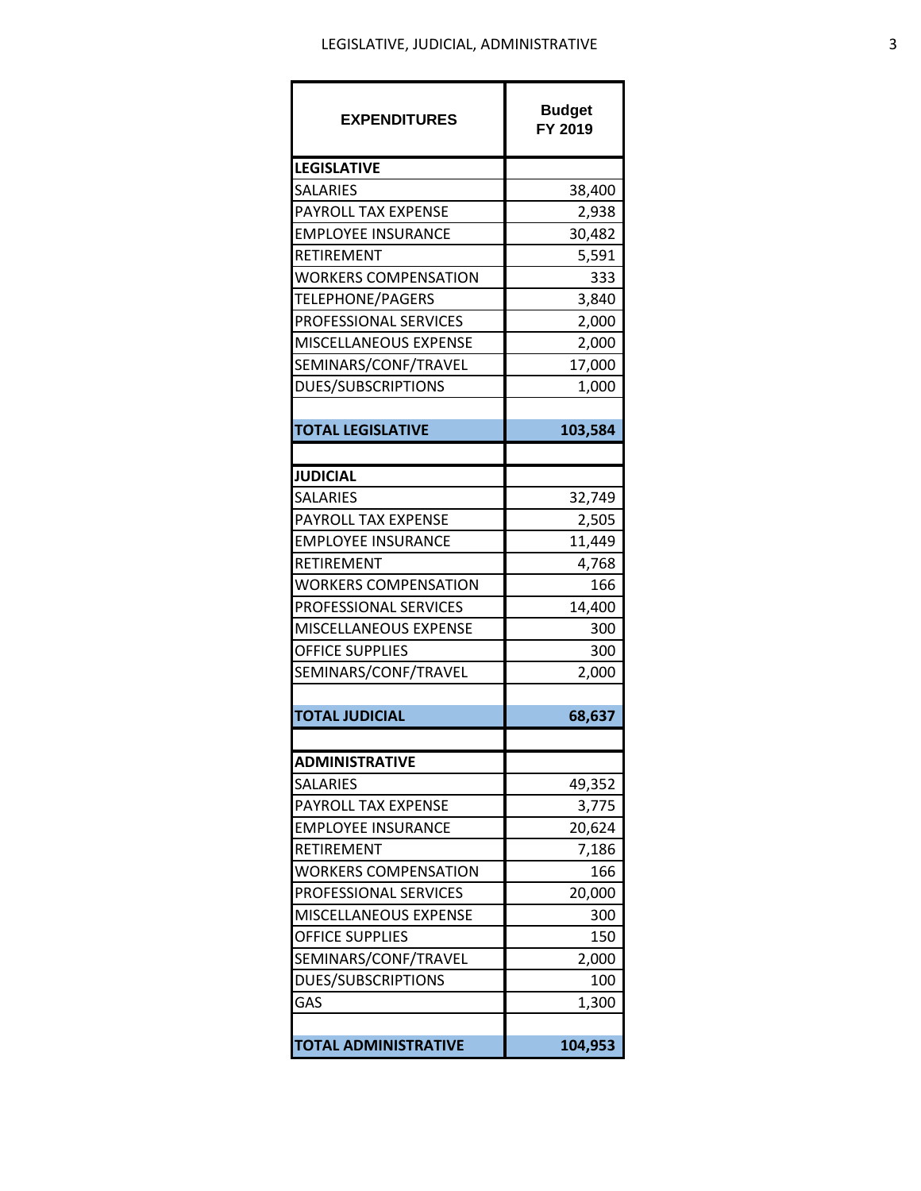# LEGISLATIVE, JUDICIAL, ADMINISTRATIVE

| EXPENDITURES | Budget FY 2019 |
|---|---|
| **LEGISLATIVE** | |
| SALARIES | 38,400 |
| PAYROLL TAX EXPENSE | 2,938 |
| EMPLOYEE INSURANCE | 30,482 |
| RETIREMENT | 5,591 |
| WORKERS COMPENSATION | 333 |
| TELEPHONE/PAGERS | 3,840 |
| PROFESSIONAL SERVICES | 2,000 |
| MISCELLANEOUS EXPENSE | 2,000 |
| SEMINARS/CONF/TRAVEL | 17,000 |
| DUES/SUBSCRIPTIONS | 1,000 |
| | |
| **TOTAL LEGISLATIVE** | **103,584** |
| | |
| **JUDICIAL** | |
| SALARIES | 32,749 |
| PAYROLL TAX EXPENSE | 2,505 |
| EMPLOYEE INSURANCE | 11,449 |
| RETIREMENT | 4,768 |
| WORKERS COMPENSATION | 166 |
| PROFESSIONAL SERVICES | 14,400 |
| MISCELLANEOUS EXPENSE | 300 |
| OFFICE SUPPLIES | 300 |
| SEMINARS/CONF/TRAVEL | 2,000 |
| | |
| **TOTAL JUDICIAL** | **68,637** |
| | |
| **ADMINISTRATIVE** | |
| SALARIES | 49,352 |
| PAYROLL TAX EXPENSE | 3,775 |
| EMPLOYEE INSURANCE | 20,624 |
| RETIREMENT | 7,186 |
| WORKERS COMPENSATION | 166 |
| PROFESSIONAL SERVICES | 20,000 |
| MISCELLANEOUS EXPENSE | 300 |
| OFFICE SUPPLIES | 150 |
| SEMINARS/CONF/TRAVEL | 2,000 |
| DUES/SUBSCRIPTIONS | 100 |
| GAS | 1,300 |
| | |
| **TOTAL ADMINISTRATIVE** | **104,953** |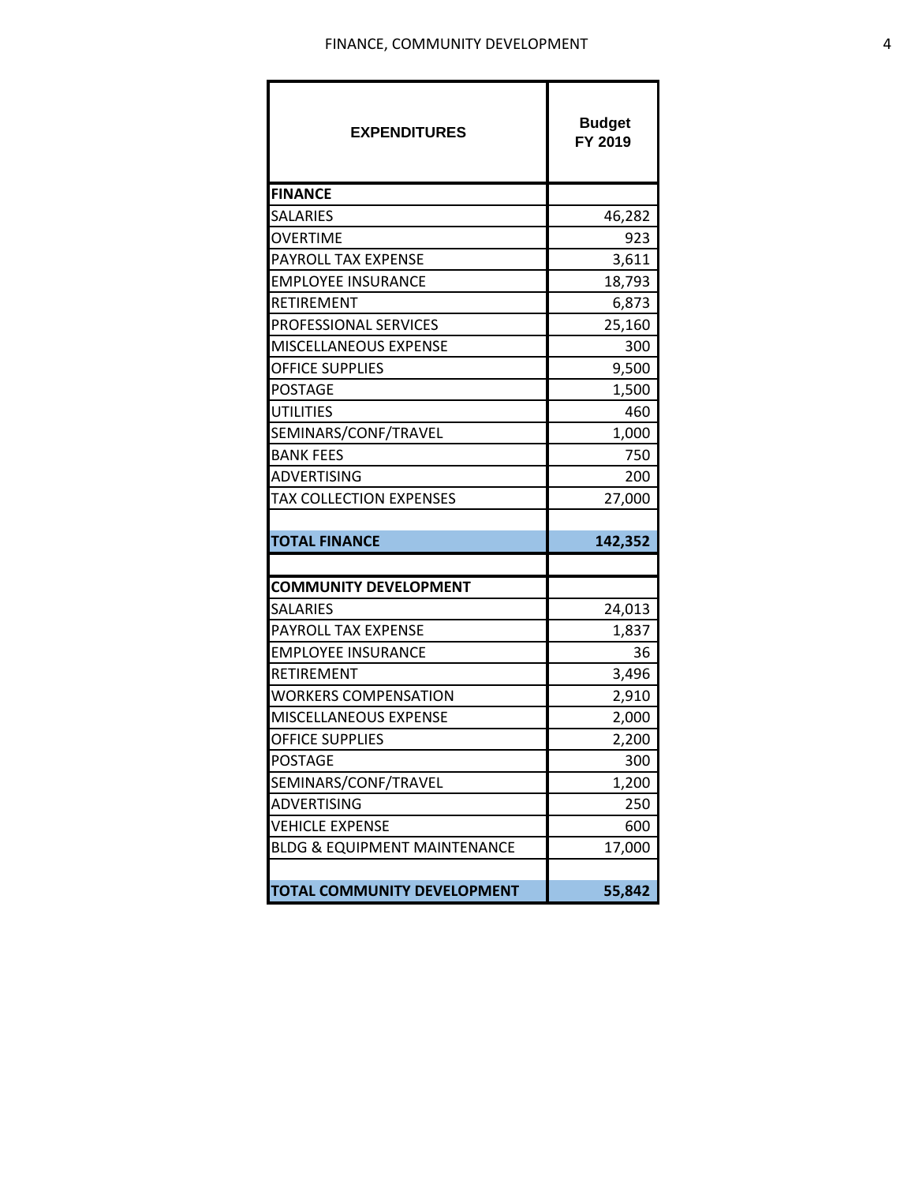| EXPENDITURES | Budget FY 2019 |
|---|---|
| **FINANCE** | |
| SALARIES | 46,282 |
| OVERTIME | 923 |
| PAYROLL TAX EXPENSE | 3,611 |
| EMPLOYEE INSURANCE | 18,793 |
| RETIREMENT | 6,873 |
| PROFESSIONAL SERVICES | 25,160 |
| MISCELLANEOUS EXPENSE | 300 |
| OFFICE SUPPLIES | 9,500 |
| POSTAGE | 1,500 |
| UTILITIES | 460 |
| SEMINARS/CONF/TRAVEL | 1,000 |
| BANK FEES | 750 |
| ADVERTISING | 200 |
| TAX COLLECTION EXPENSES | 27,000 |
| | |
| **TOTAL FINANCE** | **142,352** |
| | |
| **COMMUNITY DEVELOPMENT** | |
| SALARIES | 24,013 |
| PAYROLL TAX EXPENSE | 1,837 |
| EMPLOYEE INSURANCE | 36 |
| RETIREMENT | 3,496 |
| WORKERS COMPENSATION | 2,910 |
| MISCELLANEOUS EXPENSE | 2,000 |
| OFFICE SUPPLIES | 2,200 |
| POSTAGE | 300 |
| SEMINARS/CONF/TRAVEL | 1,200 |
| ADVERTISING | 250 |
| VEHICLE EXPENSE | 600 |
| BLDG & EQUIPMENT MAINTENANCE | 17,000 |
| | |
| **TOTAL COMMUNITY DEVELOPMENT** | **55,842** |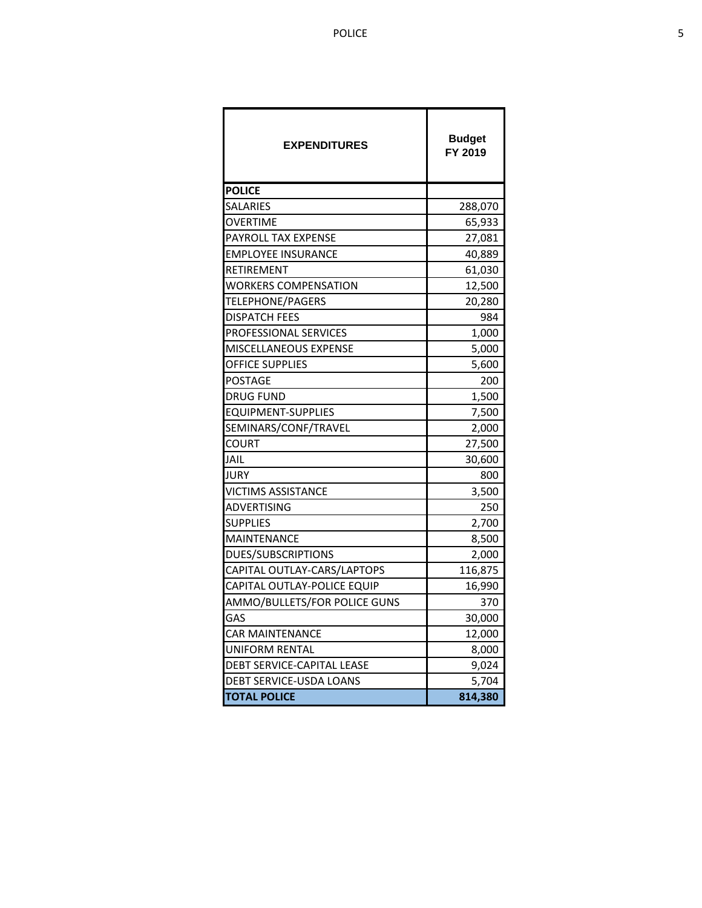| EXPENDITURES | Budget FY 2019 |
|---|---|
| **POLICE** | |
| SALARIES | 288,070 |
| OVERTIME | 65,933 |
| PAYROLL TAX EXPENSE | 27,081 |
| EMPLOYEE INSURANCE | 40,889 |
| RETIREMENT | 61,030 |
| WORKERS COMPENSATION | 12,500 |
| TELEPHONE/PAGERS | 20,280 |
| DISPATCH FEES | 984 |
| PROFESSIONAL SERVICES | 1,000 |
| MISCELLANEOUS EXPENSE | 5,000 |
| OFFICE SUPPLIES | 5,600 |
| POSTAGE | 200 |
| DRUG FUND | 1,500 |
| EQUIPMENT-SUPPLIES | 7,500 |
| SEMINARS/CONF/TRAVEL | 2,000 |
| COURT | 27,500 |
| JAIL | 30,600 |
| JURY | 800 |
| VICTIMS ASSISTANCE | 3,500 |
| ADVERTISING | 250 |
| SUPPLIES | 2,700 |
| MAINTENANCE | 8,500 |
| DUES/SUBSCRIPTIONS | 2,000 |
| CAPITAL OUTLAY-CARS/LAPTOPS | 116,875 |
| CAPITAL OUTLAY-POLICE EQUIP | 16,990 |
| AMMO/BULLETS/FOR POLICE GUNS | 370 |
| GAS | 30,000 |
| CAR MAINTENANCE | 12,000 |
| UNIFORM RENTAL | 8,000 |
| DEBT SERVICE-CAPITAL LEASE | 9,024 |
| DEBT SERVICE-USDA LOANS | 5,704 |
| **TOTAL POLICE** | **814,380** |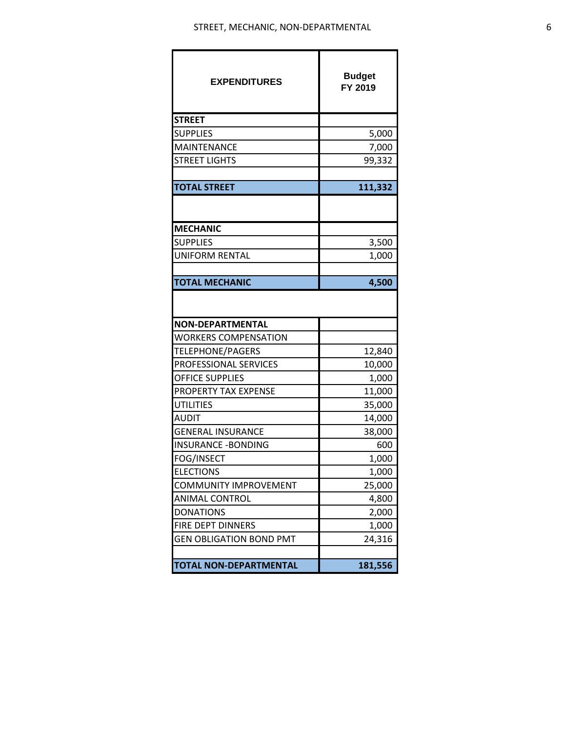| EXPENDITURES | Budget FY 2019 |
|---|---|
| **STREET** | |
| SUPPLIES | 5,000 |
| MAINTENANCE | 7,000 |
| STREET LIGHTS | 99,332 |
| | |
| **TOTAL STREET** | **111,332** |
| | |
| **MECHANIC** | |
| SUPPLIES | 3,500 |
| UNIFORM RENTAL | 1,000 |
| | |
| **TOTAL MECHANIC** | **4,500** |
| | |
| **NON-DEPARTMENTAL** | |
| WORKERS COMPENSATION | |
| TELEPHONE/PAGERS | 12,840 |
| PROFESSIONAL SERVICES | 10,000 |
| OFFICE SUPPLIES | 1,000 |
| PROPERTY TAX EXPENSE | 11,000 |
| UTILITIES | 35,000 |
| AUDIT | 14,000 |
| GENERAL INSURANCE | 38,000 |
| INSURANCE -BONDING | 600 |
| FOG/INSECT | 1,000 |
| ELECTIONS | 1,000 |
| COMMUNITY IMPROVEMENT | 25,000 |
| ANIMAL CONTROL | 4,800 |
| DONATIONS | 2,000 |
| FIRE DEPT DINNERS | 1,000 |
| GEN OBLIGATION BOND PMT | 24,316 |
| | |
| **TOTAL NON-DEPARTMENTAL** | **181,556** |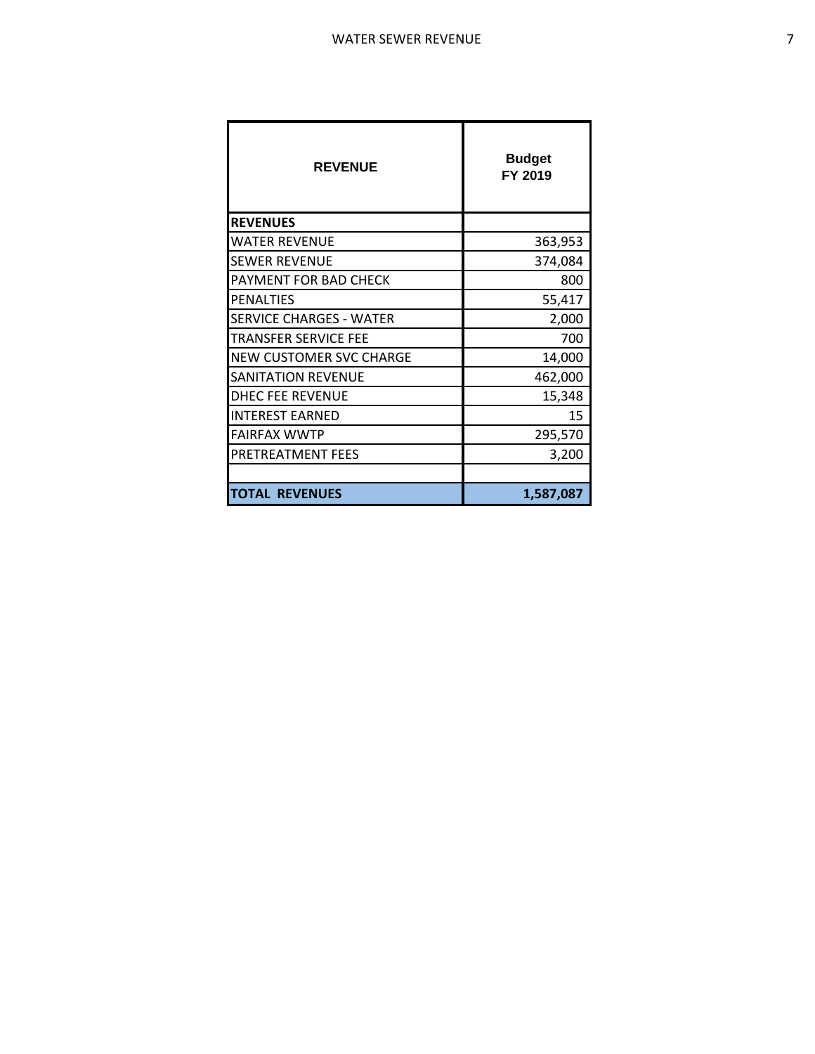| REVENUE | Budget FY 2019 |
|---|---|
| **REVENUES** | |
| WATER REVENUE | 363,953 |
| SEWER REVENUE | 374,084 |
| PAYMENT FOR BAD CHECK | 800 |
| PENALTIES | 55,417 |
| SERVICE CHARGES - WATER | 2,000 |
| TRANSFER SERVICE FEE | 700 |
| NEW CUSTOMER SVC CHARGE | 14,000 |
| SANITATION REVENUE | 462,000 |
| DHEC FEE REVENUE | 15,348 |
| INTEREST EARNED | 15 |
| FAIRFAX WWTP | 295,570 |
| PRETREATMENT FEES | 3,200 |
| | |
| **TOTAL REVENUES** | **1,587,087** |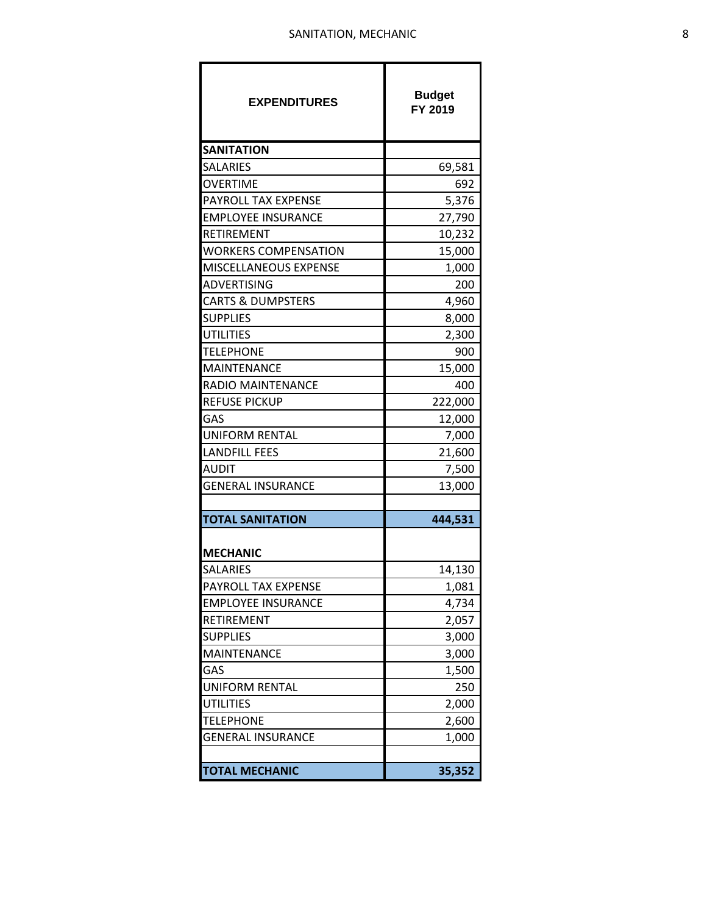| EXPENDITURES | Budget FY 2019 |
|---|---|
| **SANITATION** | |
| SALARIES | 69,581 |
| OVERTIME | 692 |
| PAYROLL TAX EXPENSE | 5,376 |
| EMPLOYEE INSURANCE | 27,790 |
| RETIREMENT | 10,232 |
| WORKERS COMPENSATION | 15,000 |
| MISCELLANEOUS EXPENSE | 1,000 |
| ADVERTISING | 200 |
| CARTS & DUMPSTERS | 4,960 |
| SUPPLIES | 8,000 |
| UTILITIES | 2,300 |
| TELEPHONE | 900 |
| MAINTENANCE | 15,000 |
| RADIO MAINTENANCE | 400 |
| REFUSE PICKUP | 222,000 |
| GAS | 12,000 |
| UNIFORM RENTAL | 7,000 |
| LANDFILL FEES | 21,600 |
| AUDIT | 7,500 |
| GENERAL INSURANCE | 13,000 |
| | |
| **TOTAL SANITATION** | **444,531** |
| | |
| **MECHANIC** | |
| SALARIES | 14,130 |
| PAYROLL TAX EXPENSE | 1,081 |
| EMPLOYEE INSURANCE | 4,734 |
| RETIREMENT | 2,057 |
| SUPPLIES | 3,000 |
| MAINTENANCE | 3,000 |
| GAS | 1,500 |
| UNIFORM RENTAL | 250 |
| UTILITIES | 2,000 |
| TELEPHONE | 2,600 |
| GENERAL INSURANCE | 1,000 |
| | |
| **TOTAL MECHANIC** | **35,352** |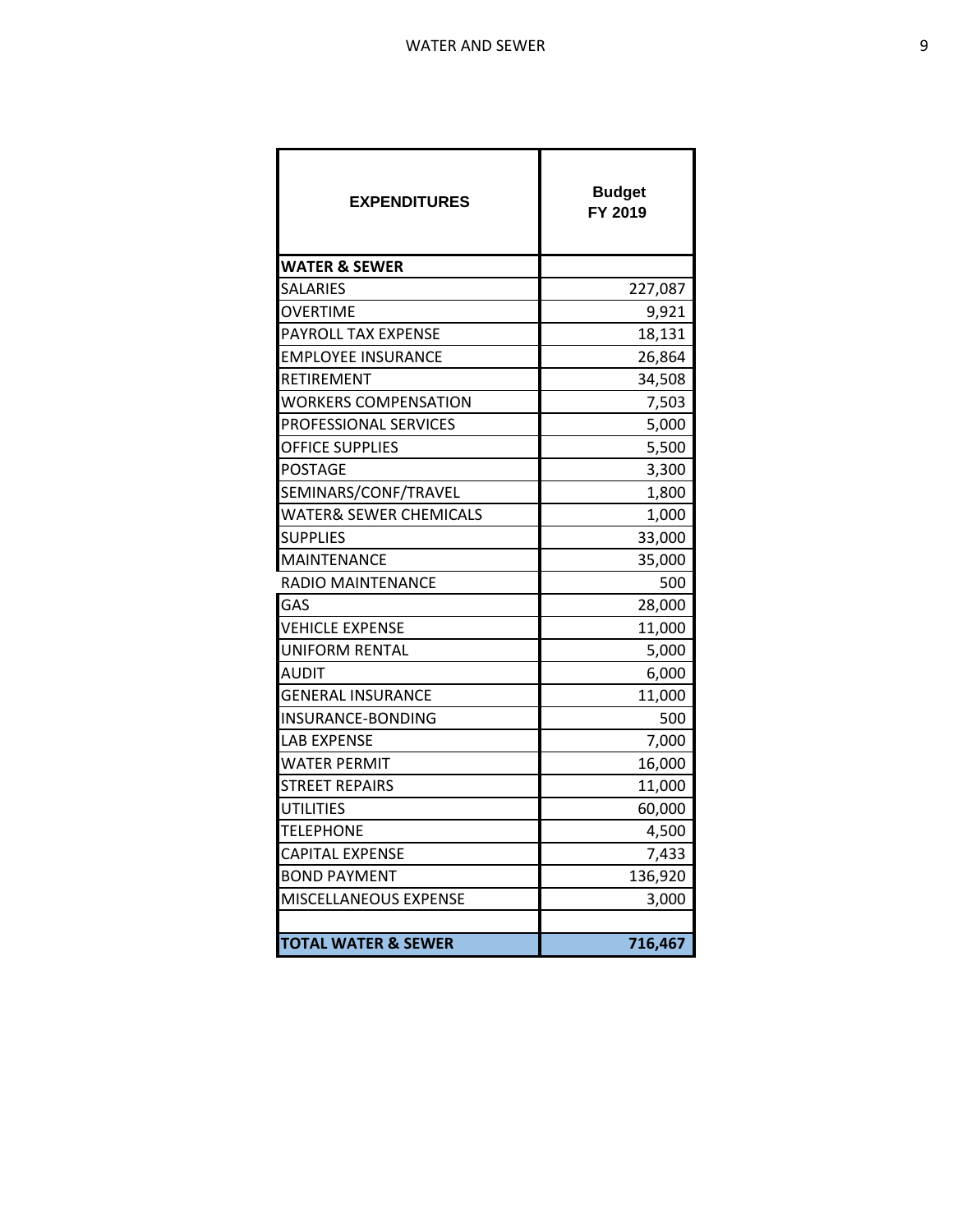| EXPENDITURES | Budget FY 2019 |
|---|---|
| **WATER & SEWER** | |
| SALARIES | 227,087 |
| OVERTIME | 9,921 |
| PAYROLL TAX EXPENSE | 18,131 |
| EMPLOYEE INSURANCE | 26,864 |
| RETIREMENT | 34,508 |
| WORKERS COMPENSATION | 7,503 |
| PROFESSIONAL SERVICES | 5,000 |
| OFFICE SUPPLIES | 5,500 |
| POSTAGE | 3,300 |
| SEMINARS/CONF/TRAVEL | 1,800 |
| WATER& SEWER CHEMICALS | 1,000 |
| SUPPLIES | 33,000 |
| MAINTENANCE | 35,000 |
| RADIO MAINTENANCE | 500 |
| GAS | 28,000 |
| VEHICLE EXPENSE | 11,000 |
| UNIFORM RENTAL | 5,000 |
| AUDIT | 6,000 |
| GENERAL INSURANCE | 11,000 |
| INSURANCE-BONDING | 500 |
| LAB EXPENSE | 7,000 |
| WATER PERMIT | 16,000 |
| STREET REPAIRS | 11,000 |
| UTILITIES | 60,000 |
| TELEPHONE | 4,500 |
| CAPITAL EXPENSE | 7,433 |
| BOND PAYMENT | 136,920 |
| MISCELLANEOUS EXPENSE | 3,000 |
| | |
| **TOTAL WATER & SEWER** | **716,467** |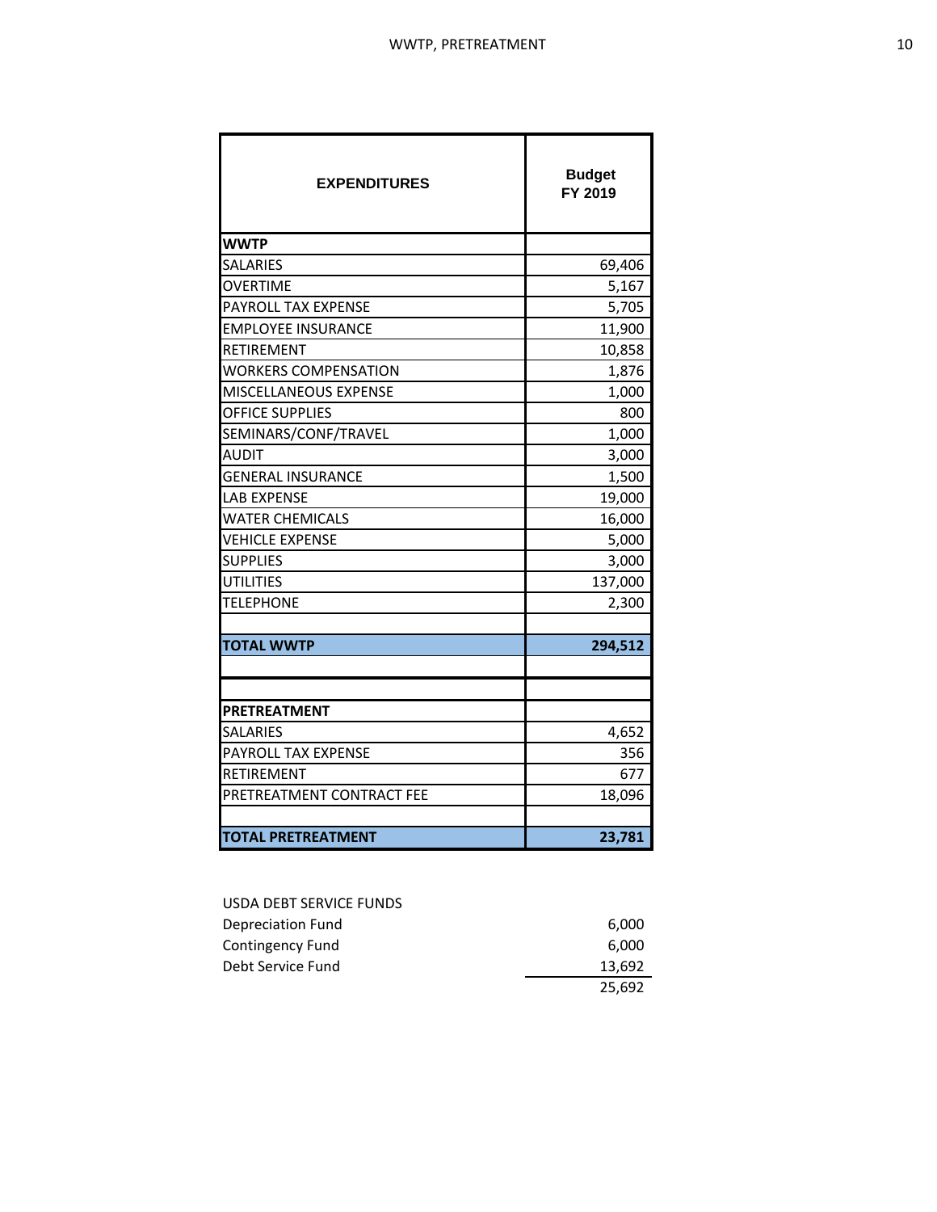| EXPENDITURES | Budget FY 2019 |
|---|---|
| **WWTP** | |
| SALARIES | 69,406 |
| OVERTIME | 5,167 |
| PAYROLL TAX EXPENSE | 5,705 |
| EMPLOYEE INSURANCE | 11,900 |
| RETIREMENT | 10,858 |
| WORKERS COMPENSATION | 1,876 |
| MISCELLANEOUS EXPENSE | 1,000 |
| OFFICE SUPPLIES | 800 |
| SEMINARS/CONF/TRAVEL | 1,000 |
| AUDIT | 3,000 |
| GENERAL INSURANCE | 1,500 |
| LAB EXPENSE | 19,000 |
| WATER CHEMICALS | 16,000 |
| VEHICLE EXPENSE | 5,000 |
| SUPPLIES | 3,000 |
| UTILITIES | 137,000 |
| TELEPHONE | 2,300 |
| | |
| **TOTAL WWTP** | **294,512** |
| | |
| | |
| **PRETREATMENT** | |
| SALARIES | 4,652 |
| PAYROLL TAX EXPENSE | 356 |
| RETIREMENT | 677 |
| PRETREATMENT CONTRACT FEE | 18,096 |
| | |
| **TOTAL PRETREATMENT** | **23,781** |

| USDA DEBT SERVICE FUNDS | |
|---|---|
| Depreciation Fund | 6,000 |
| Contingency Fund | 6,000 |
| Debt Service Fund | 13,692 |
| | 25,692 |